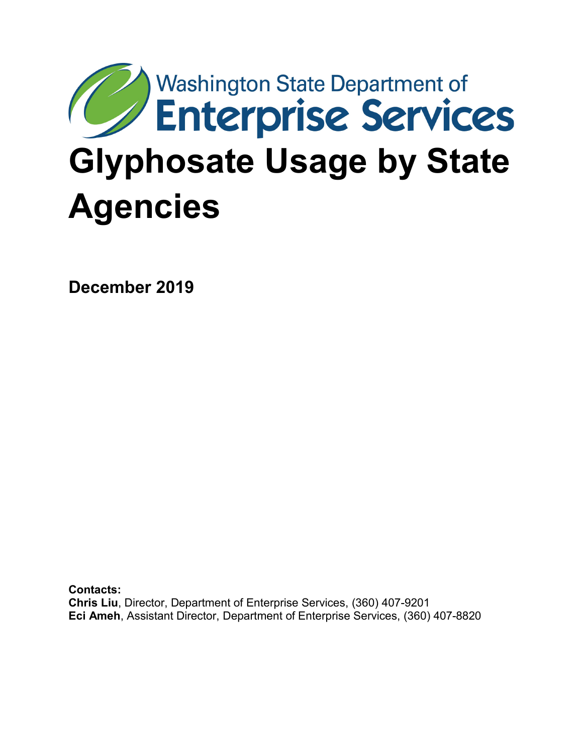Washington State Department of
**Enterprise Services**

# Glyphosate Usage by State Agencies

**December 2019**

**Contacts:**
**Chris Liu**, Director, Department of Enterprise Services, (360) 407-9201
**Eci Ameh**, Assistant Director, Department of Enterprise Services, (360) 407-8820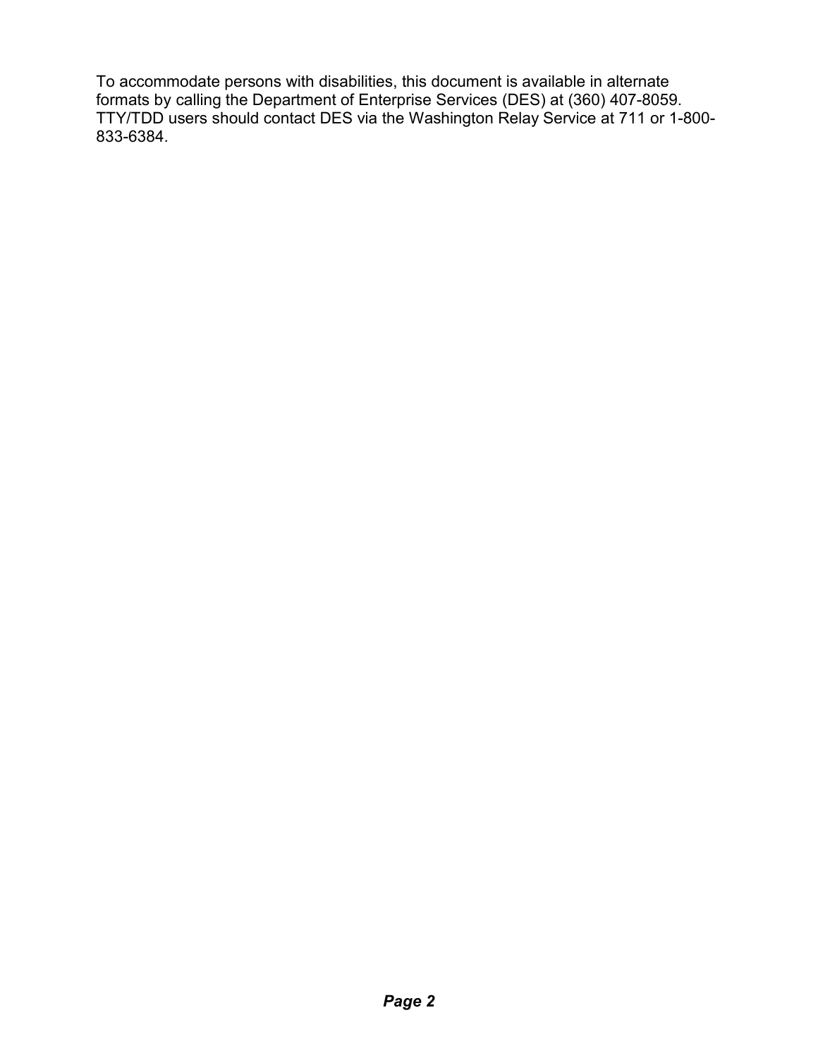To accommodate persons with disabilities, this document is available in alternate formats by calling the Department of Enterprise Services (DES) at (360) 407-8059. TTY/TDD users should contact DES via the Washington Relay Service at 711 or 1-800-833-6384.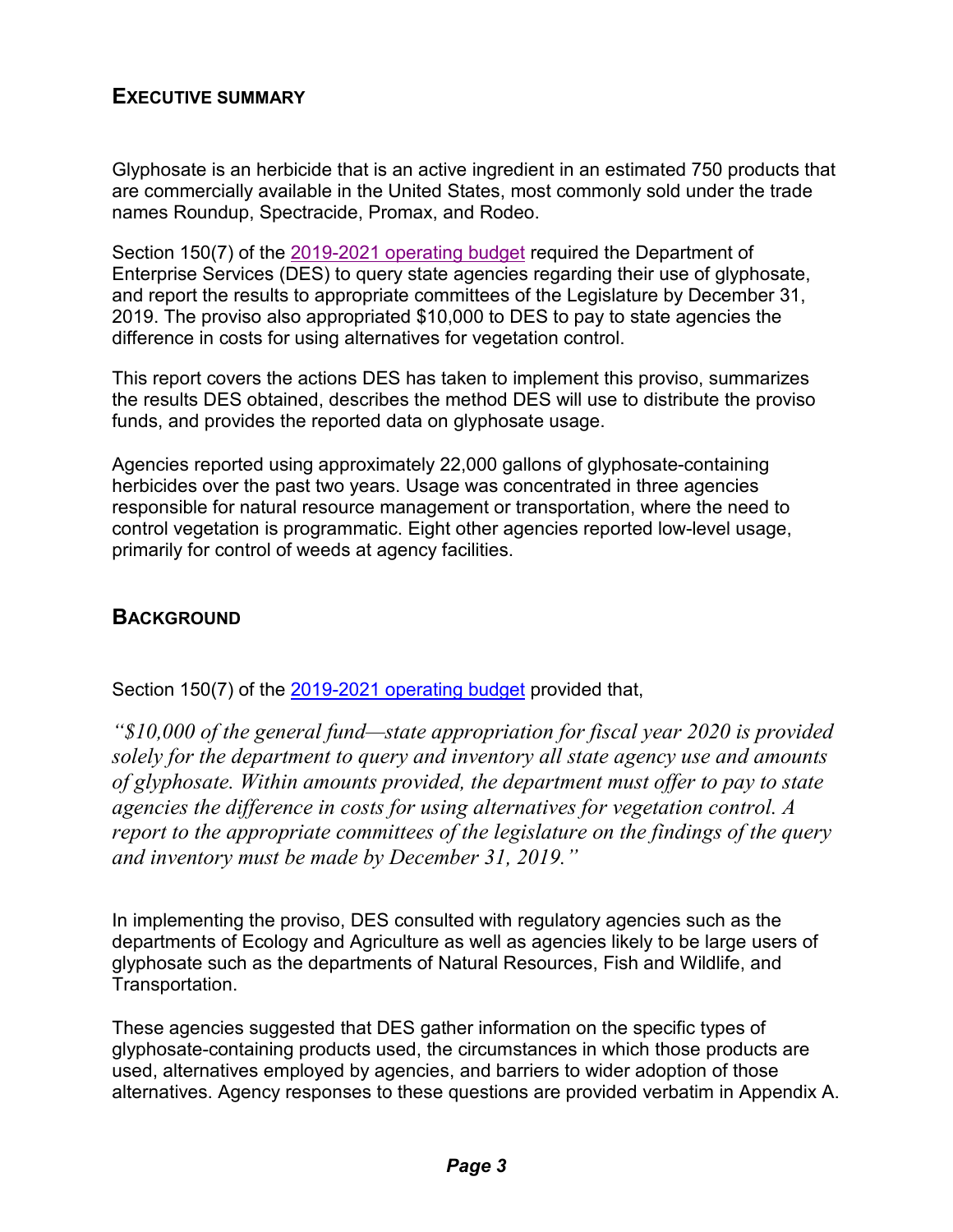## Executive summary

Glyphosate is an herbicide that is an active ingredient in an estimated 750 products that are commercially available in the United States, most commonly sold under the trade names Roundup, Spectracide, Promax, and Rodeo.

Section 150(7) of the 2019-2021 operating budget required the Department of Enterprise Services (DES) to query state agencies regarding their use of glyphosate, and report the results to appropriate committees of the Legislature by December 31, 2019. The proviso also appropriated $10,000 to DES to pay to state agencies the difference in costs for using alternatives for vegetation control.

This report covers the actions DES has taken to implement this proviso, summarizes the results DES obtained, describes the method DES will use to distribute the proviso funds, and provides the reported data on glyphosate usage.

Agencies reported using approximately 22,000 gallons of glyphosate-containing herbicides over the past two years. Usage was concentrated in three agencies responsible for natural resource management or transportation, where the need to control vegetation is programmatic. Eight other agencies reported low-level usage, primarily for control of weeds at agency facilities.

## Background

Section 150(7) of the 2019-2021 operating budget provided that,

*"$10,000 of the general fund—state appropriation for fiscal year 2020 is provided solely for the department to query and inventory all state agency use and amounts of glyphosate. Within amounts provided, the department must offer to pay to state agencies the difference in costs for using alternatives for vegetation control. A report to the appropriate committees of the legislature on the findings of the query and inventory must be made by December 31, 2019."*

In implementing the proviso, DES consulted with regulatory agencies such as the departments of Ecology and Agriculture as well as agencies likely to be large users of glyphosate such as the departments of Natural Resources, Fish and Wildlife, and Transportation.

These agencies suggested that DES gather information on the specific types of glyphosate-containing products used, the circumstances in which those products are used, alternatives employed by agencies, and barriers to wider adoption of those alternatives. Agency responses to these questions are provided verbatim in Appendix A.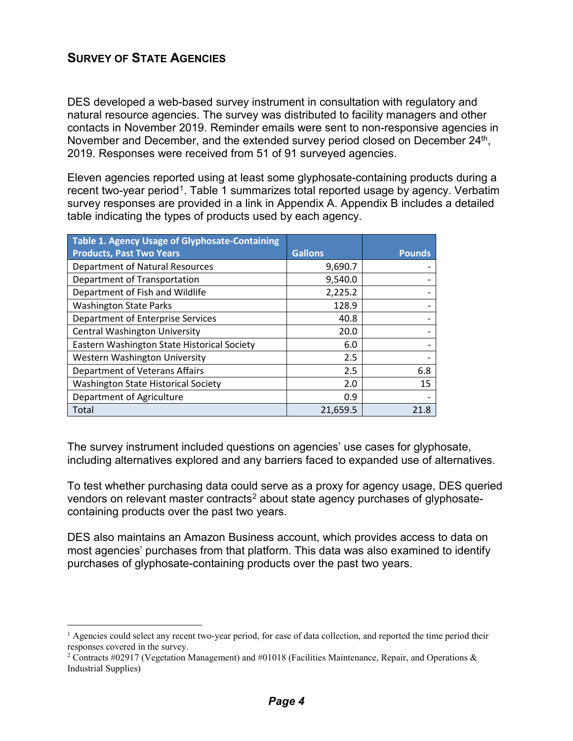## SURVEY OF STATE AGENCIES

DES developed a web-based survey instrument in consultation with regulatory and natural resource agencies. The survey was distributed to facility managers and other contacts in November 2019. Reminder emails were sent to non-responsive agencies in November and December, and the extended survey period closed on December 24th, 2019. Responses were received from 51 of 91 surveyed agencies.

Eleven agencies reported using at least some glyphosate-containing products during a recent two-year period[1]. Table 1 summarizes total reported usage by agency. Verbatim survey responses are provided in a link in Appendix A. Appendix B includes a detailed table indicating the types of products used by each agency.

| Table 1. Agency Usage of Glyphosate-Containing Products, Past Two Years | Gallons | Pounds |
|---|---:|---:|
| Department of Natural Resources | 9,690.7 | - |
| Department of Transportation | 9,540.0 | - |
| Department of Fish and Wildlife | 2,225.2 | - |
| Washington State Parks | 128.9 | - |
| Department of Enterprise Services | 40.8 | - |
| Central Washington University | 20.0 | - |
| Eastern Washington State Historical Society | 6.0 | - |
| Western Washington University | 2.5 | - |
| Department of Veterans Affairs | 2.5 | 6.8 |
| Washington State Historical Society | 2.0 | 15 |
| Department of Agriculture | 0.9 | - |
| Total | 21,659.5 | 21.8 |

The survey instrument included questions on agencies' use cases for glyphosate, including alternatives explored and any barriers faced to expanded use of alternatives.

To test whether purchasing data could serve as a proxy for agency usage, DES queried vendors on relevant master contracts[2] about state agency purchases of glyphosate-containing products over the past two years.

DES also maintains an Amazon Business account, which provides access to data on most agencies' purchases from that platform. This data was also examined to identify purchases of glyphosate-containing products over the past two years.

---

[1] Agencies could select any recent two-year period, for ease of data collection, and reported the time period their responses covered in the survey.

[2] Contracts #02917 (Vegetation Management) and #01018 (Facilities Maintenance, Repair, and Operations & Industrial Supplies)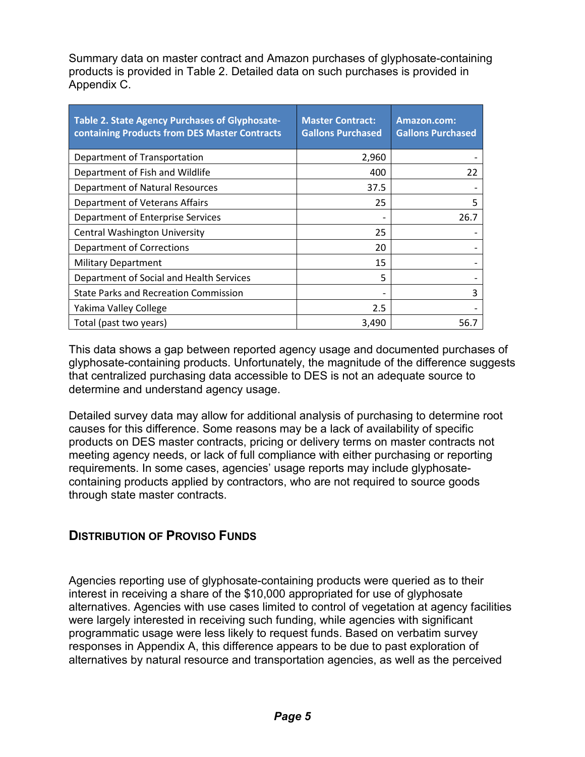Summary data on master contract and Amazon purchases of glyphosate-containing products is provided in Table 2. Detailed data on such purchases is provided in Appendix C.

| Table 2. State Agency Purchases of Glyphosate-containing Products from DES Master Contracts | Master Contract: Gallons Purchased | Amazon.com: Gallons Purchased |
|---|---|---|
| Department of Transportation | 2,960 | - |
| Department of Fish and Wildlife | 400 | 22 |
| Department of Natural Resources | 37.5 | - |
| Department of Veterans Affairs | 25 | 5 |
| Department of Enterprise Services | - | 26.7 |
| Central Washington University | 25 | - |
| Department of Corrections | 20 | - |
| Military Department | 15 | - |
| Department of Social and Health Services | 5 | - |
| State Parks and Recreation Commission | - | 3 |
| Yakima Valley College | 2.5 | - |
| Total (past two years) | 3,490 | 56.7 |

This data shows a gap between reported agency usage and documented purchases of glyphosate-containing products. Unfortunately, the magnitude of the difference suggests that centralized purchasing data accessible to DES is not an adequate source to determine and understand agency usage.

Detailed survey data may allow for additional analysis of purchasing to determine root causes for this difference. Some reasons may be a lack of availability of specific products on DES master contracts, pricing or delivery terms on master contracts not meeting agency needs, or lack of full compliance with either purchasing or reporting requirements. In some cases, agencies' usage reports may include glyphosate-containing products applied by contractors, who are not required to source goods through state master contracts.

## Distribution of Proviso Funds

Agencies reporting use of glyphosate-containing products were queried as to their interest in receiving a share of the $10,000 appropriated for use of glyphosate alternatives. Agencies with use cases limited to control of vegetation at agency facilities were largely interested in receiving such funding, while agencies with significant programmatic usage were less likely to request funds. Based on verbatim survey responses in Appendix A, this difference appears to be due to past exploration of alternatives by natural resource and transportation agencies, as well as the perceived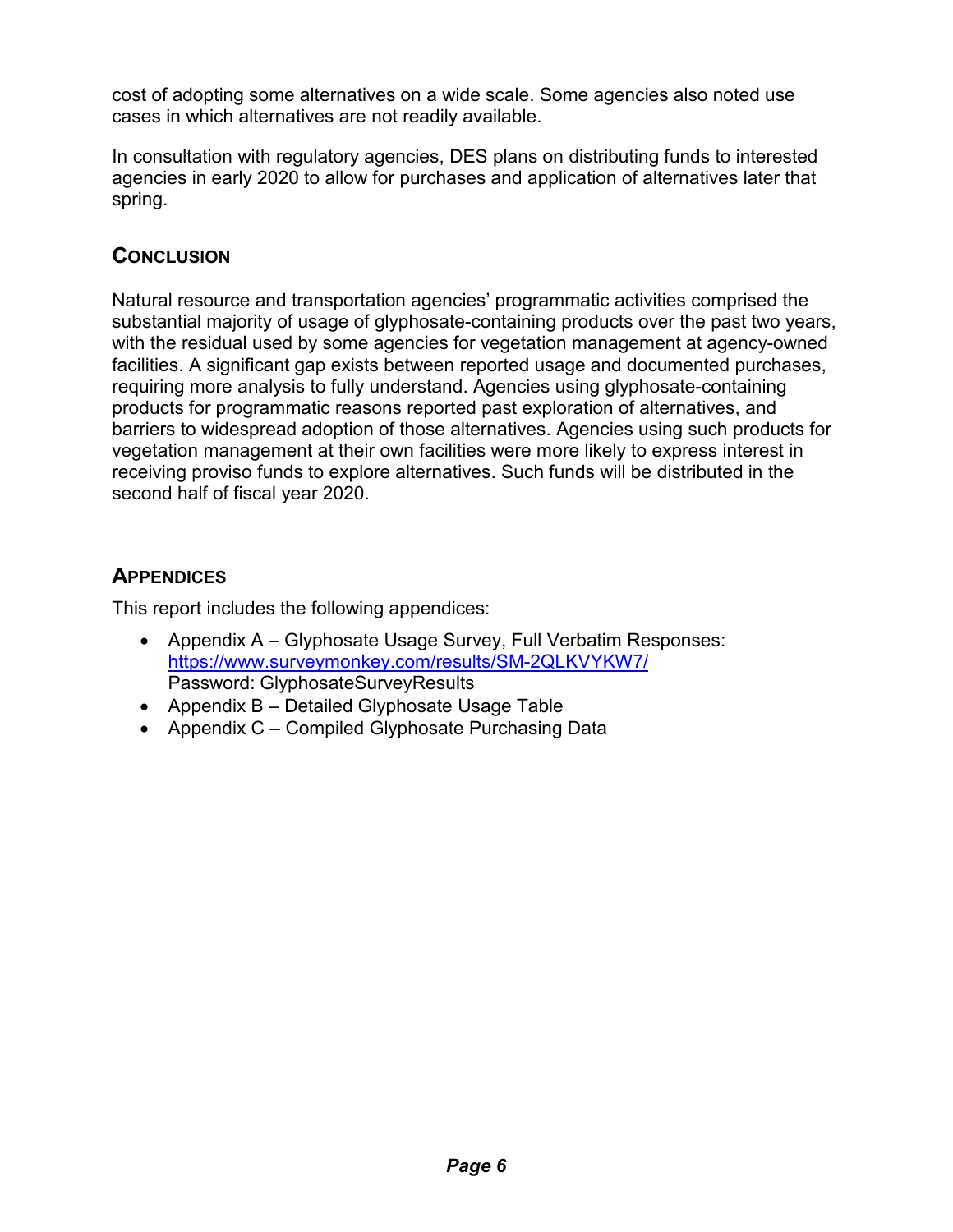cost of adopting some alternatives on a wide scale. Some agencies also noted use cases in which alternatives are not readily available.

In consultation with regulatory agencies, DES plans on distributing funds to interested agencies in early 2020 to allow for purchases and application of alternatives later that spring.

## Conclusion

Natural resource and transportation agencies' programmatic activities comprised the substantial majority of usage of glyphosate-containing products over the past two years, with the residual used by some agencies for vegetation management at agency-owned facilities. A significant gap exists between reported usage and documented purchases, requiring more analysis to fully understand. Agencies using glyphosate-containing products for programmatic reasons reported past exploration of alternatives, and barriers to widespread adoption of those alternatives. Agencies using such products for vegetation management at their own facilities were more likely to express interest in receiving proviso funds to explore alternatives. Such funds will be distributed in the second half of fiscal year 2020.

## Appendices

This report includes the following appendices:

- Appendix A – Glyphosate Usage Survey, Full Verbatim Responses: [https://www.surveymonkey.com/results/SM-2QLKVYKW7/](https://www.surveymonkey.com/results/SM-2QLKVYKW7/)
  Password: GlyphosateSurveyResults
- Appendix B – Detailed Glyphosate Usage Table
- Appendix C – Compiled Glyphosate Purchasing Data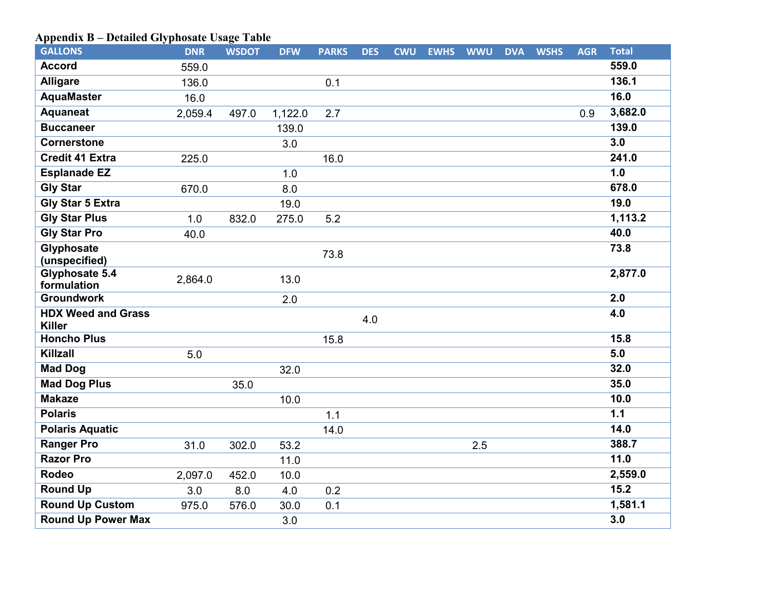**Appendix B – Detailed Glyphosate Usage Table**

| GALLONS | DNR | WSDOT | DFW | PARKS | DES | CWU | EWHS | WWU | DVA | WSHS | AGR | Total |
|---|---|---|---|---|---|---|---|---|---|---|---|---|
| **Accord** | 559.0 | | | | | | | | | | | **559.0** |
| **Alligare** | 136.0 | | | 0.1 | | | | | | | | **136.1** |
| **AquaMaster** | 16.0 | | | | | | | | | | | **16.0** |
| **Aquaneat** | 2,059.4 | 497.0 | 1,122.0 | 2.7 | | | | | | | 0.9 | **3,682.0** |
| **Buccaneer** | | | 139.0 | | | | | | | | | **139.0** |
| **Cornerstone** | | | 3.0 | | | | | | | | | **3.0** |
| **Credit 41 Extra** | 225.0 | | | 16.0 | | | | | | | | **241.0** |
| **Esplanade EZ** | | | 1.0 | | | | | | | | | **1.0** |
| **Gly Star** | 670.0 | | 8.0 | | | | | | | | | **678.0** |
| **Gly Star 5 Extra** | | | 19.0 | | | | | | | | | **19.0** |
| **Gly Star Plus** | 1.0 | 832.0 | 275.0 | 5.2 | | | | | | | | **1,113.2** |
| **Gly Star Pro** | 40.0 | | | | | | | | | | | **40.0** |
| **Glyphosate (unspecified)** | | | | 73.8 | | | | | | | | **73.8** |
| **Glyphosate 5.4 formulation** | 2,864.0 | | 13.0 | | | | | | | | | **2,877.0** |
| **Groundwork** | | | 2.0 | | | | | | | | | **2.0** |
| **HDX Weed and Grass Killer** | | | | | 4.0 | | | | | | | **4.0** |
| **Honcho Plus** | | | | 15.8 | | | | | | | | **15.8** |
| **Killzall** | 5.0 | | | | | | | | | | | **5.0** |
| **Mad Dog** | | | 32.0 | | | | | | | | | **32.0** |
| **Mad Dog Plus** | | 35.0 | | | | | | | | | | **35.0** |
| **Makaze** | | | 10.0 | | | | | | | | | **10.0** |
| **Polaris** | | | | 1.1 | | | | | | | | **1.1** |
| **Polaris Aquatic** | | | | 14.0 | | | | | | | | **14.0** |
| **Ranger Pro** | 31.0 | 302.0 | 53.2 | | | | | 2.5 | | | | **388.7** |
| **Razor Pro** | | | 11.0 | | | | | | | | | **11.0** |
| **Rodeo** | 2,097.0 | 452.0 | 10.0 | | | | | | | | | **2,559.0** |
| **Round Up** | 3.0 | 8.0 | 4.0 | 0.2 | | | | | | | | **15.2** |
| **Round Up Custom** | 975.0 | 576.0 | 30.0 | 0.1 | | | | | | | | **1,581.1** |
| **Round Up Power Max** | | | 3.0 | | | | | | | | | **3.0** |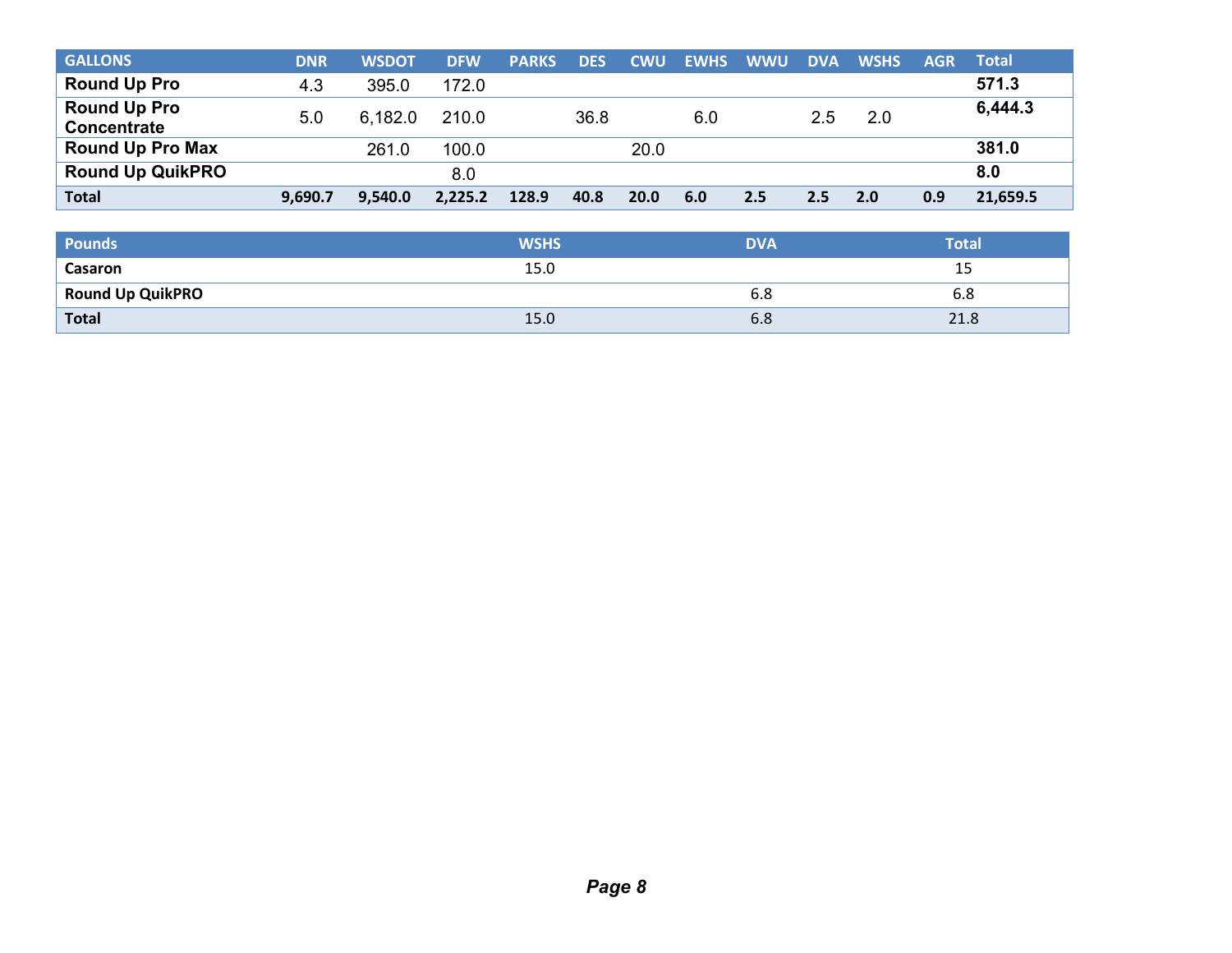| GALLONS | DNR | WSDOT | DFW | PARKS | DES | CWU | EWHS | WWU | DVA | WSHS | AGR | Total |
|---|---|---|---|---|---|---|---|---|---|---|---|---|
| **Round Up Pro** | 4.3 | 395.0 | 172.0 | | | | | | | | | **571.3** |
| **Round Up Pro Concentrate** | 5.0 | 6,182.0 | 210.0 | | 36.8 | | 6.0 | | 2.5 | 2.0 | | **6,444.3** |
| **Round Up Pro Max** | | 261.0 | 100.0 | | | 20.0 | | | | | | **381.0** |
| **Round Up QuikPRO** | | | 8.0 | | | | | | | | | **8.0** |
| **Total** | **9,690.7** | **9,540.0** | **2,225.2** | **128.9** | **40.8** | **20.0** | **6.0** | **2.5** | **2.5** | **2.0** | **0.9** | **21,659.5** |

| Pounds | WSHS | DVA | Total |
|---|---|---|---|
| **Casaron** | 15.0 | | 15 |
| **Round Up QuikPRO** | | 6.8 | 6.8 |
| **Total** | 15.0 | 6.8 | 21.8 |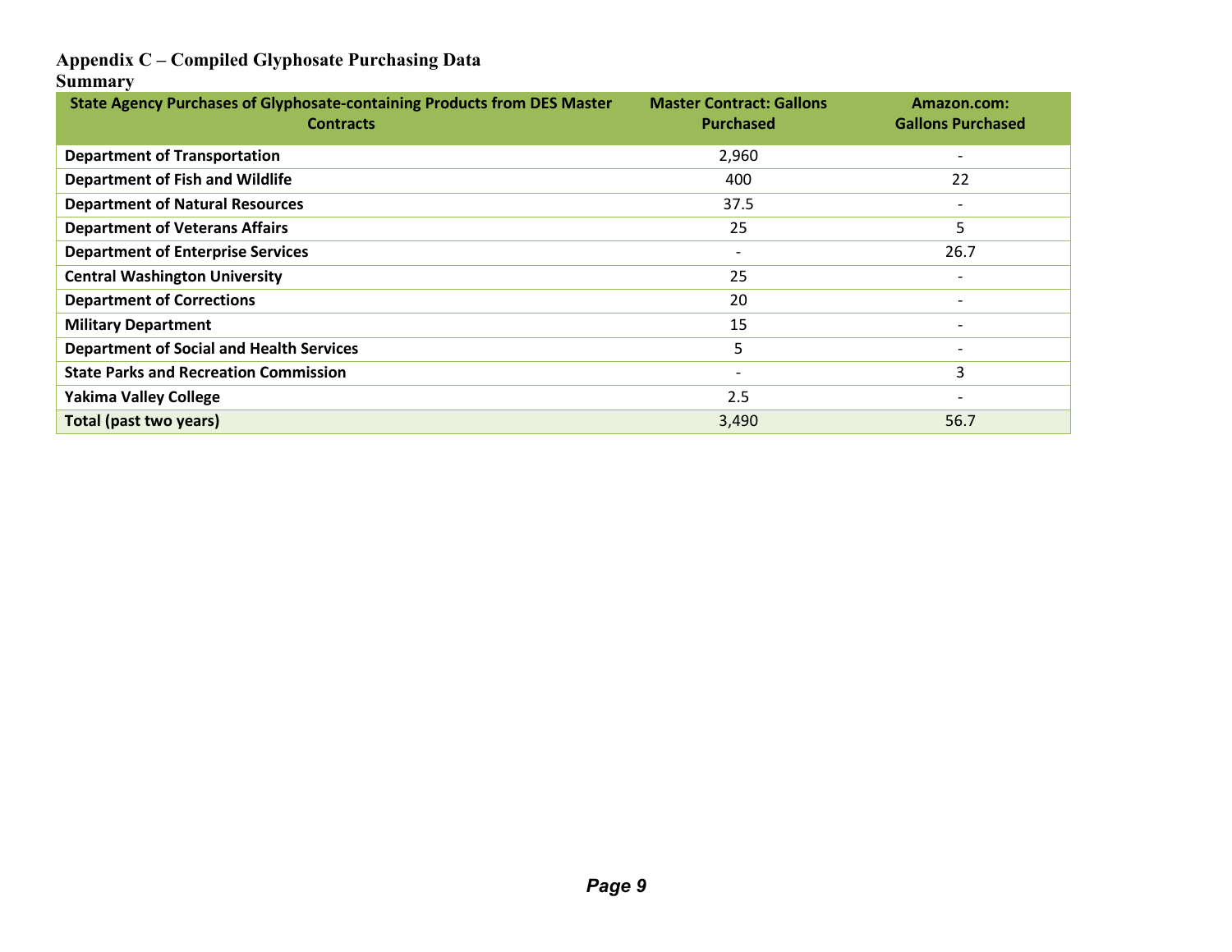# Appendix C – Compiled Glyphosate Purchasing Data

## Summary

| State Agency Purchases of Glyphosate-containing Products from DES Master Contracts | Master Contract: Gallons Purchased | Amazon.com: Gallons Purchased |
|---|---|---|
| **Department of Transportation** | 2,960 | - |
| **Department of Fish and Wildlife** | 400 | 22 |
| **Department of Natural Resources** | 37.5 | - |
| **Department of Veterans Affairs** | 25 | 5 |
| **Department of Enterprise Services** | - | 26.7 |
| **Central Washington University** | 25 | - |
| **Department of Corrections** | 20 | - |
| **Military Department** | 15 | - |
| **Department of Social and Health Services** | 5 | - |
| **State Parks and Recreation Commission** | - | 3 |
| **Yakima Valley College** | 2.5 | - |
| **Total (past two years)** | 3,490 | 56.7 |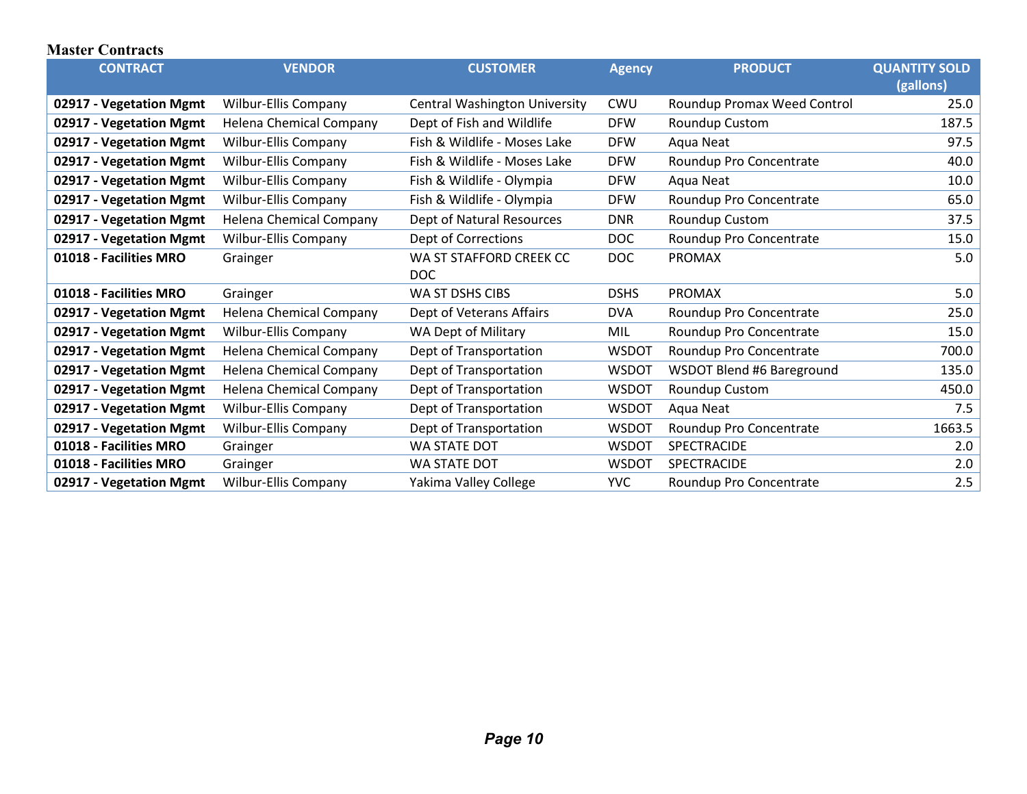**Master Contracts**

| CONTRACT | VENDOR | CUSTOMER | Agency | PRODUCT | QUANTITY SOLD (gallons) |
|---|---|---|---|---|---|
| **02917 - Vegetation Mgmt** | Wilbur-Ellis Company | Central Washington University | CWU | Roundup Promax Weed Control | 25.0 |
| **02917 - Vegetation Mgmt** | Helena Chemical Company | Dept of Fish and Wildlife | DFW | Roundup Custom | 187.5 |
| **02917 - Vegetation Mgmt** | Wilbur-Ellis Company | Fish & Wildlife - Moses Lake | DFW | Aqua Neat | 97.5 |
| **02917 - Vegetation Mgmt** | Wilbur-Ellis Company | Fish & Wildlife - Moses Lake | DFW | Roundup Pro Concentrate | 40.0 |
| **02917 - Vegetation Mgmt** | Wilbur-Ellis Company | Fish & Wildlife - Olympia | DFW | Aqua Neat | 10.0 |
| **02917 - Vegetation Mgmt** | Wilbur-Ellis Company | Fish & Wildlife - Olympia | DFW | Roundup Pro Concentrate | 65.0 |
| **02917 - Vegetation Mgmt** | Helena Chemical Company | Dept of Natural Resources | DNR | Roundup Custom | 37.5 |
| **02917 - Vegetation Mgmt** | Wilbur-Ellis Company | Dept of Corrections | DOC | Roundup Pro Concentrate | 15.0 |
| **01018 - Facilities MRO** | Grainger | WA ST STAFFORD CREEK CC DOC | DOC | PROMAX | 5.0 |
| **01018 - Facilities MRO** | Grainger | WA ST DSHS CIBS | DSHS | PROMAX | 5.0 |
| **02917 - Vegetation Mgmt** | Helena Chemical Company | Dept of Veterans Affairs | DVA | Roundup Pro Concentrate | 25.0 |
| **02917 - Vegetation Mgmt** | Wilbur-Ellis Company | WA Dept of Military | MIL | Roundup Pro Concentrate | 15.0 |
| **02917 - Vegetation Mgmt** | Helena Chemical Company | Dept of Transportation | WSDOT | Roundup Pro Concentrate | 700.0 |
| **02917 - Vegetation Mgmt** | Helena Chemical Company | Dept of Transportation | WSDOT | WSDOT Blend #6 Bareground | 135.0 |
| **02917 - Vegetation Mgmt** | Helena Chemical Company | Dept of Transportation | WSDOT | Roundup Custom | 450.0 |
| **02917 - Vegetation Mgmt** | Wilbur-Ellis Company | Dept of Transportation | WSDOT | Aqua Neat | 7.5 |
| **02917 - Vegetation Mgmt** | Wilbur-Ellis Company | Dept of Transportation | WSDOT | Roundup Pro Concentrate | 1663.5 |
| **01018 - Facilities MRO** | Grainger | WA STATE DOT | WSDOT | SPECTRACIDE | 2.0 |
| **01018 - Facilities MRO** | Grainger | WA STATE DOT | WSDOT | SPECTRACIDE | 2.0 |
| **02917 - Vegetation Mgmt** | Wilbur-Ellis Company | Yakima Valley College | YVC | Roundup Pro Concentrate | 2.5 |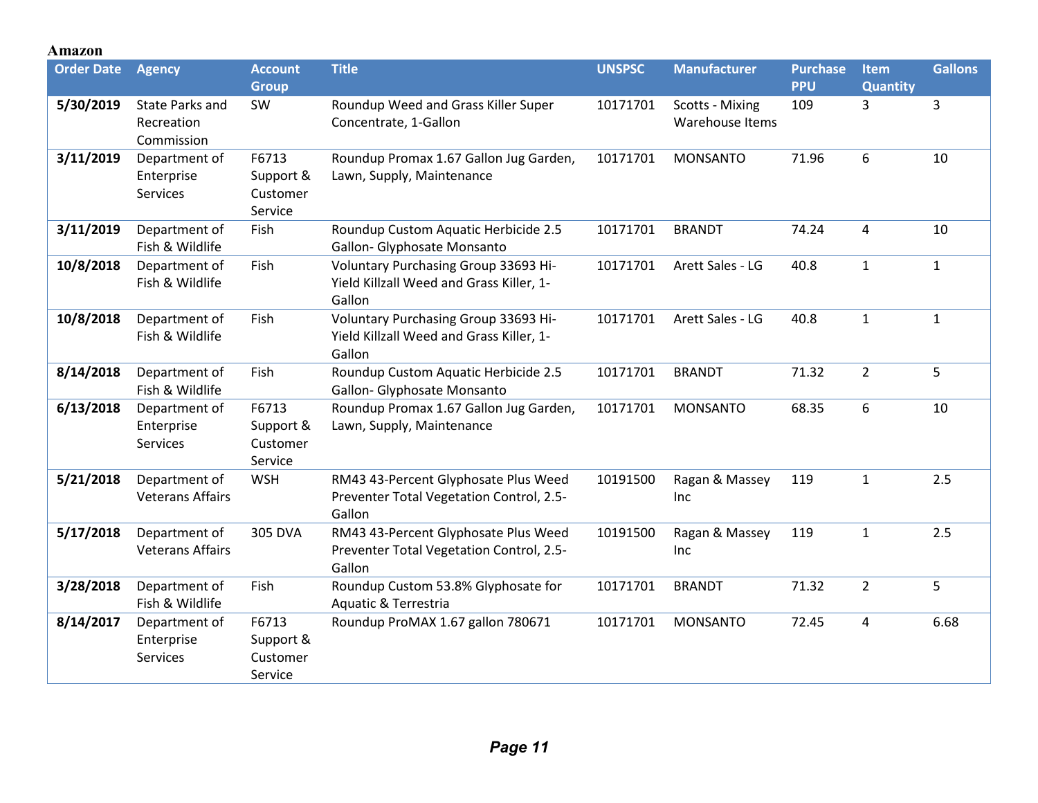**Amazon**

| Order Date | Agency | Account Group | Title | UNSPSC | Manufacturer | Purchase PPU | Item Quantity | Gallons |
|---|---|---|---|---|---|---|---|---|
| **5/30/2019** | State Parks and Recreation Commission | SW | Roundup Weed and Grass Killer Super Concentrate, 1-Gallon | 10171701 | Scotts - Mixing Warehouse Items | 109 | 3 | 3 |
| **3/11/2019** | Department of Enterprise Services | F6713 Support & Customer Service | Roundup Promax 1.67 Gallon Jug Garden, Lawn, Supply, Maintenance | 10171701 | MONSANTO | 71.96 | 6 | 10 |
| **3/11/2019** | Department of Fish & Wildlife | Fish | Roundup Custom Aquatic Herbicide 2.5 Gallon- Glyphosate Monsanto | 10171701 | BRANDT | 74.24 | 4 | 10 |
| **10/8/2018** | Department of Fish & Wildlife | Fish | Voluntary Purchasing Group 33693 Hi-Yield Killzall Weed and Grass Killer, 1-Gallon | 10171701 | Arett Sales - LG | 40.8 | 1 | 1 |
| **10/8/2018** | Department of Fish & Wildlife | Fish | Voluntary Purchasing Group 33693 Hi-Yield Killzall Weed and Grass Killer, 1-Gallon | 10171701 | Arett Sales - LG | 40.8 | 1 | 1 |
| **8/14/2018** | Department of Fish & Wildlife | Fish | Roundup Custom Aquatic Herbicide 2.5 Gallon- Glyphosate Monsanto | 10171701 | BRANDT | 71.32 | 2 | 5 |
| **6/13/2018** | Department of Enterprise Services | F6713 Support & Customer Service | Roundup Promax 1.67 Gallon Jug Garden, Lawn, Supply, Maintenance | 10171701 | MONSANTO | 68.35 | 6 | 10 |
| **5/21/2018** | Department of Veterans Affairs | WSH | RM43 43-Percent Glyphosate Plus Weed Preventer Total Vegetation Control, 2.5-Gallon | 10191500 | Ragan & Massey Inc | 119 | 1 | 2.5 |
| **5/17/2018** | Department of Veterans Affairs | 305 DVA | RM43 43-Percent Glyphosate Plus Weed Preventer Total Vegetation Control, 2.5-Gallon | 10191500 | Ragan & Massey Inc | 119 | 1 | 2.5 |
| **3/28/2018** | Department of Fish & Wildlife | Fish | Roundup Custom 53.8% Glyphosate for Aquatic & Terrestria | 10171701 | BRANDT | 71.32 | 2 | 5 |
| **8/14/2017** | Department of Enterprise Services | F6713 Support & Customer Service | Roundup ProMAX 1.67 gallon 780671 | 10171701 | MONSANTO | 72.45 | 4 | 6.68 |